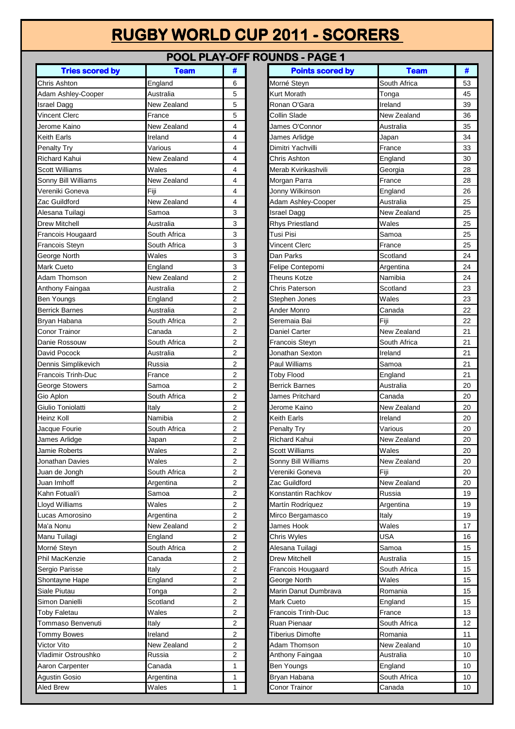# RUGBY WORLD CUP 2011 - SCORERS

## POOL PLAY-OFF ROUNDS - PAGE 1

| Tries scored by | Team | # |
|---|---|---|
| Chris Ashton | England | 6 |
| Adam Ashley-Cooper | Australia | 5 |
| Israel Dagg | New Zealand | 5 |
| Vincent Clerc | France | 5 |
| Jerome Kaino | New Zealand | 4 |
| Keith Earls | Ireland | 4 |
| Penalty Try | Various | 4 |
| Richard Kahui | New Zealand | 4 |
| Scott Williams | Wales | 4 |
| Sonny Bill Williams | New Zealand | 4 |
| Vereniki Goneva | Fiji | 4 |
| Zac Guildford | New Zealand | 4 |
| Alesana Tuilagi | Samoa | 3 |
| Drew Mitchell | Australia | 3 |
| Francois Hougaard | South Africa | 3 |
| Francois Steyn | South Africa | 3 |
| George North | Wales | 3 |
| Mark Cueto | England | 3 |
| Adam Thomson | New Zealand | 2 |
| Anthony Faingaa | Australia | 2 |
| Ben Youngs | England | 2 |
| Berrick Barnes | Australia | 2 |
| Bryan Habana | South Africa | 2 |
| Conor Trainor | Canada | 2 |
| Danie Rossouw | South Africa | 2 |
| David Pocock | Australia | 2 |
| Dennis Simplikevich | Russia | 2 |
| Francois Trinh-Duc | France | 2 |
| George Stowers | Samoa | 2 |
| Gio Aplon | South Africa | 2 |
| Giulio Toniolatti | Italy | 2 |
| Heinz Koll | Namibia | 2 |
| Jacque Fourie | South Africa | 2 |
| James Arlidge | Japan | 2 |
| Jamie Roberts | Wales | 2 |
| Jonathan Davies | Wales | 2 |
| Juan de Jongh | South Africa | 2 |
| Juan Imhoff | Argentina | 2 |
| Kahn Fotuali'i | Samoa | 2 |
| Lloyd Williams | Wales | 2 |
| Lucas Amorosino | Argentina | 2 |
| Ma'a Nonu | New Zealand | 2 |
| Manu Tuilagi | England | 2 |
| Morné Steyn | South Africa | 2 |
| Phil MacKenzie | Canada | 2 |
| Sergio Parisse | Italy | 2 |
| Shontayne Hape | England | 2 |
| Siale Piutau | Tonga | 2 |
| Simon Danielli | Scotland | 2 |
| Toby Faletau | Wales | 2 |
| Tommaso Benvenuti | Italy | 2 |
| Tommy Bowes | Ireland | 2 |
| Victor Vito | New Zealand | 2 |
| Vladimir Ostroushko | Russia | 2 |
| Aaron Carpenter | Canada | 1 |
| Agustin Gosio | Argentina | 1 |
| Aled Brew | Wales | 1 |

| Points scored by | Team | # |
|---|---|---|
| Morné Steyn | South Africa | 53 |
| Kurt Morath | Tonga | 45 |
| Ronan O'Gara | Ireland | 39 |
| Collin Slade | New Zealand | 36 |
| James O'Connor | Australia | 35 |
| James Arlidge | Japan | 34 |
| Dimitri Yachvilli | France | 33 |
| Chris Ashton | England | 30 |
| Merab Kvirikashvili | Georgia | 28 |
| Morgan Parra | France | 28 |
| Jonny Wilkinson | England | 26 |
| Adam Ashley-Cooper | Australia | 25 |
| Israel Dagg | New Zealand | 25 |
| Rhys Priestland | Wales | 25 |
| Tusi Pisi | Samoa | 25 |
| Vincent Clerc | France | 25 |
| Dan Parks | Scotland | 24 |
| Felipe Contepomi | Argentina | 24 |
| Theuns Kotze | Namibia | 24 |
| Chris Paterson | Scotland | 23 |
| Stephen Jones | Wales | 23 |
| Ander Monro | Canada | 22 |
| Seremaia Bai | Fiji | 22 |
| Daniel Carter | New Zealand | 21 |
| Francois Steyn | South Africa | 21 |
| Jonathan Sexton | Ireland | 21 |
| Paul Williams | Samoa | 21 |
| Toby Flood | England | 21 |
| Berrick Barnes | Australia | 20 |
| James Pritchard | Canada | 20 |
| Jerome Kaino | New Zealand | 20 |
| Keith Earls | Ireland | 20 |
| Penalty Try | Various | 20 |
| Richard Kahui | New Zealand | 20 |
| Scott Williams | Wales | 20 |
| Sonny Bill Williams | New Zealand | 20 |
| Vereniki Goneva | Fiji | 20 |
| Zac Guildford | New Zealand | 20 |
| Konstantin Rachkov | Russia | 19 |
| Martín Rodríquez | Argentina | 19 |
| Mirco Bergamasco | Italy | 19 |
| James Hook | Wales | 17 |
| Chris Wyles | USA | 16 |
| Alesana Tuilagi | Samoa | 15 |
| Drew Mitchell | Australia | 15 |
| Francois Hougaard | South Africa | 15 |
| George North | Wales | 15 |
| Marin Danut Dumbrava | Romania | 15 |
| Mark Cueto | England | 15 |
| Francois Trinh-Duc | France | 13 |
| Ruan Pienaar | South Africa | 12 |
| Tiberius Dimofte | Romania | 11 |
| Adam Thomson | New Zealand | 10 |
| Anthony Faingaa | Australia | 10 |
| Ben Youngs | England | 10 |
| Bryan Habana | South Africa | 10 |
| Conor Trainor | Canada | 10 |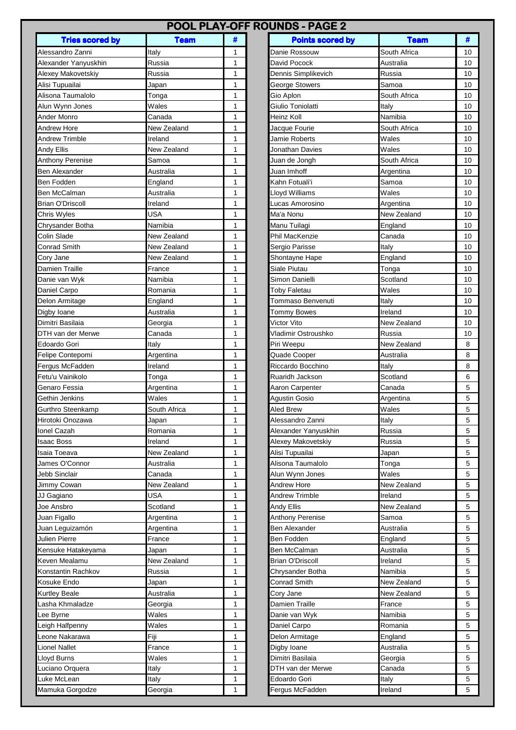# POOL PLAY-OFF ROUNDS - PAGE 2

| Tries scored by | Team | # |
|---|---|---|
| Alessandro Zanni | Italy | 1 |
| Alexander Yanyuskhin | Russia | 1 |
| Alexey Makovetskiy | Russia | 1 |
| Alisi Tupuailai | Japan | 1 |
| Alisona Taumalolo | Tonga | 1 |
| Alun Wynn Jones | Wales | 1 |
| Ander Monro | Canada | 1 |
| Andrew Hore | New Zealand | 1 |
| Andrew Trimble | Ireland | 1 |
| Andy Ellis | New Zealand | 1 |
| Anthony Perenise | Samoa | 1 |
| Ben Alexander | Australia | 1 |
| Ben Fodden | England | 1 |
| Ben McCalman | Australia | 1 |
| Brian O'Driscoll | Ireland | 1 |
| Chris Wyles | USA | 1 |
| Chrysander Botha | Namibia | 1 |
| Colin Slade | New Zealand | 1 |
| Conrad Smith | New Zealand | 1 |
| Cory Jane | New Zealand | 1 |
| Damien Traille | France | 1 |
| Danie van Wyk | Namibia | 1 |
| Daniel Carpo | Romania | 1 |
| Delon Armitage | England | 1 |
| Digby Ioane | Australia | 1 |
| Dimitri Basilaia | Georgia | 1 |
| DTH van der Merwe | Canada | 1 |
| Edoardo Gori | Italy | 1 |
| Felipe Contepomi | Argentina | 1 |
| Fergus McFadden | Ireland | 1 |
| Fetu'u Vainikolo | Tonga | 1 |
| Genaro Fessia | Argentina | 1 |
| Gethin Jenkins | Wales | 1 |
| Gurthro Steenkamp | South Africa | 1 |
| Hirotoki Onozawa | Japan | 1 |
| Ionel Cazah | Romania | 1 |
| Isaac Boss | Ireland | 1 |
| Isaia Toeava | New Zealand | 1 |
| James O'Connor | Australia | 1 |
| Jebb Sinclair | Canada | 1 |
| Jimmy Cowan | New Zealand | 1 |
| JJ Gagiano | USA | 1 |
| Joe Ansbro | Scotland | 1 |
| Juan Figallo | Argentina | 1 |
| Juan Leguizamón | Argentina | 1 |
| Julien Pierre | France | 1 |
| Kensuke Hatakeyama | Japan | 1 |
| Keven Mealamu | New Zealand | 1 |
| Konstantin Rachkov | Russia | 1 |
| Kosuke Endo | Japan | 1 |
| Kurtley Beale | Australia | 1 |
| Lasha Khmaladze | Georgia | 1 |
| Lee Byrne | Wales | 1 |
| Leigh Halfpenny | Wales | 1 |
| Leone Nakarawa | Fiji | 1 |
| Lionel Nallet | France | 1 |
| Lloyd Burns | Wales | 1 |
| Luciano Orquera | Italy | 1 |
| Luke McLean | Italy | 1 |
| Mamuka Gorgodze | Georgia | 1 |

| Points scored by | Team | # |
|---|---|---|
| Danie Rossouw | South Africa | 10 |
| David Pocock | Australia | 10 |
| Dennis Simplikevich | Russia | 10 |
| George Stowers | Samoa | 10 |
| Gio Aplon | South Africa | 10 |
| Giulio Toniolatti | Italy | 10 |
| Heinz Koll | Namibia | 10 |
| Jacque Fourie | South Africa | 10 |
| Jamie Roberts | Wales | 10 |
| Jonathan Davies | Wales | 10 |
| Juan de Jongh | South Africa | 10 |
| Juan Imhoff | Argentina | 10 |
| Kahn Fotuali'i | Samoa | 10 |
| Lloyd Williams | Wales | 10 |
| Lucas Amorosino | Argentina | 10 |
| Ma'a Nonu | New Zealand | 10 |
| Manu Tuilagi | England | 10 |
| Phil MacKenzie | Canada | 10 |
| Sergio Parisse | Italy | 10 |
| Shontayne Hape | England | 10 |
| Siale Piutau | Tonga | 10 |
| Simon Danielli | Scotland | 10 |
| Toby Faletau | Wales | 10 |
| Tommaso Benvenuti | Italy | 10 |
| Tommy Bowes | Ireland | 10 |
| Victor Vito | New Zealand | 10 |
| Vladimir Ostroushko | Russia | 10 |
| Piri Weepu | New Zealand | 8 |
| Quade Cooper | Australia | 8 |
| Riccardo Bocchino | Italy | 8 |
| Ruaridh Jackson | Scotland | 6 |
| Aaron Carpenter | Canada | 5 |
| Agustin Gosio | Argentina | 5 |
| Aled Brew | Wales | 5 |
| Alessandro Zanni | Italy | 5 |
| Alexander Yanyuskhin | Russia | 5 |
| Alexey Makovetskiy | Russia | 5 |
| Alisi Tupuailai | Japan | 5 |
| Alisona Taumalolo | Tonga | 5 |
| Alun Wynn Jones | Wales | 5 |
| Andrew Hore | New Zealand | 5 |
| Andrew Trimble | Ireland | 5 |
| Andy Ellis | New Zealand | 5 |
| Anthony Perenise | Samoa | 5 |
| Ben Alexander | Australia | 5 |
| Ben Fodden | England | 5 |
| Ben McCalman | Australia | 5 |
| Brian O'Driscoll | Ireland | 5 |
| Chrysander Botha | Namibia | 5 |
| Conrad Smith | New Zealand | 5 |
| Cory Jane | New Zealand | 5 |
| Damien Traille | France | 5 |
| Danie van Wyk | Namibia | 5 |
| Daniel Carpo | Romania | 5 |
| Delon Armitage | England | 5 |
| Digby Ioane | Australia | 5 |
| Dimitri Basilaia | Georgia | 5 |
| DTH van der Merwe | Canada | 5 |
| Edoardo Gori | Italy | 5 |
| Fergus McFadden | Ireland | 5 |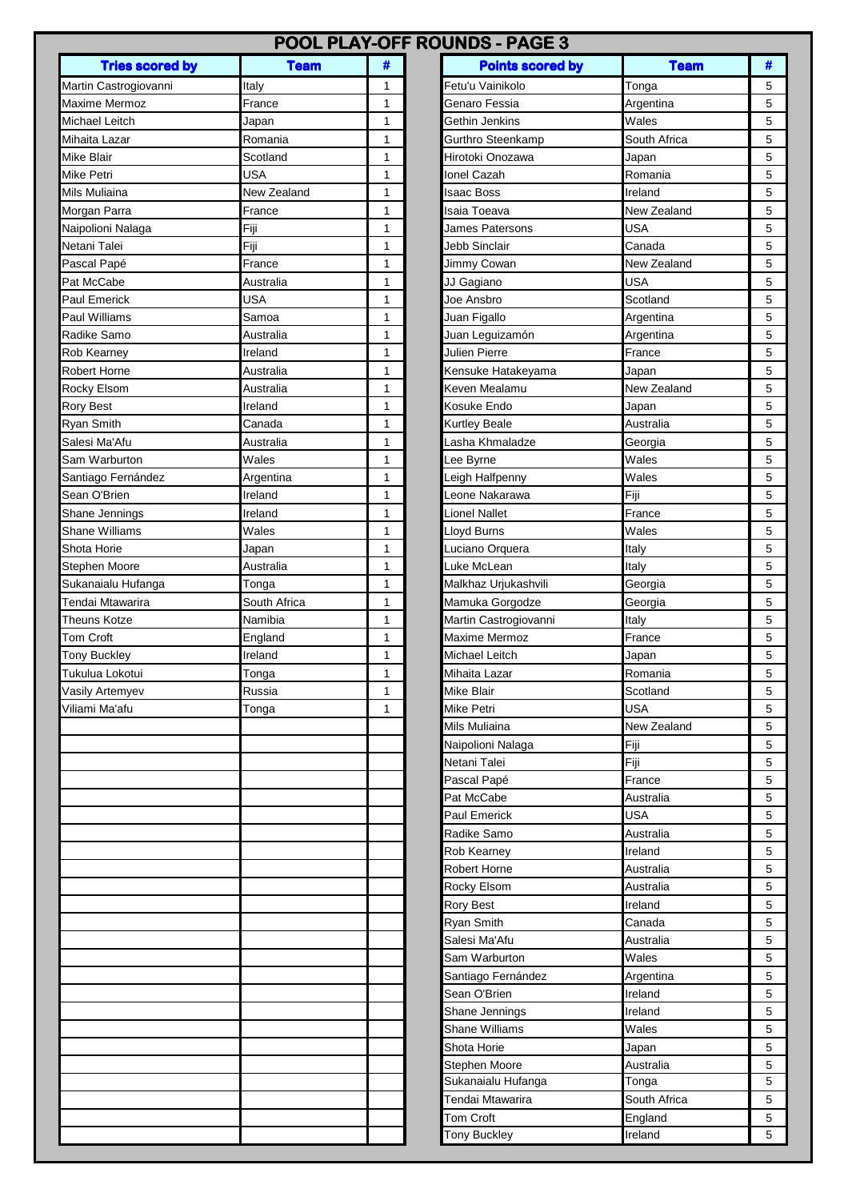# POOL PLAY-OFF ROUNDS - PAGE 3

| Tries scored by | Team | # |
|---|---|---|
| Martin Castrogiovanni | Italy | 1 |
| Maxime Mermoz | France | 1 |
| Michael Leitch | Japan | 1 |
| Mihaita Lazar | Romania | 1 |
| Mike Blair | Scotland | 1 |
| Mike Petri | USA | 1 |
| Mils Muliaina | New Zealand | 1 |
| Morgan Parra | France | 1 |
| Naipolioni Nalaga | Fiji | 1 |
| Netani Talei | Fiji | 1 |
| Pascal Papé | France | 1 |
| Pat McCabe | Australia | 1 |
| Paul Emerick | USA | 1 |
| Paul Williams | Samoa | 1 |
| Radike Samo | Australia | 1 |
| Rob Kearney | Ireland | 1 |
| Robert Horne | Australia | 1 |
| Rocky Elsom | Australia | 1 |
| Rory Best | Ireland | 1 |
| Ryan Smith | Canada | 1 |
| Salesi Ma'Afu | Australia | 1 |
| Sam Warburton | Wales | 1 |
| Santiago Fernández | Argentina | 1 |
| Sean O'Brien | Ireland | 1 |
| Shane Jennings | Ireland | 1 |
| Shane Williams | Wales | 1 |
| Shota Horie | Japan | 1 |
| Stephen Moore | Australia | 1 |
| Sukanaialu Hufanga | Tonga | 1 |
| Tendai Mtawarira | South Africa | 1 |
| Theuns Kotze | Namibia | 1 |
| Tom Croft | England | 1 |
| Tony Buckley | Ireland | 1 |
| Tukulua Lokotui | Tonga | 1 |
| Vasily Artemyev | Russia | 1 |
| Viliami Ma'afu | Tonga | 1 |

| Points scored by | Team | # |
|---|---|---|
| Fetu'u Vainikolo | Tonga | 5 |
| Genaro Fessia | Argentina | 5 |
| Gethin Jenkins | Wales | 5 |
| Gurthro Steenkamp | South Africa | 5 |
| Hirotoki Onozawa | Japan | 5 |
| Ionel Cazah | Romania | 5 |
| Isaac Boss | Ireland | 5 |
| Isaia Toeava | New Zealand | 5 |
| James Patersons | USA | 5 |
| Jebb Sinclair | Canada | 5 |
| Jimmy Cowan | New Zealand | 5 |
| JJ Gagiano | USA | 5 |
| Joe Ansbro | Scotland | 5 |
| Juan Figallo | Argentina | 5 |
| Juan Leguizamón | Argentina | 5 |
| Julien Pierre | France | 5 |
| Kensuke Hatakeyama | Japan | 5 |
| Keven Mealamu | New Zealand | 5 |
| Kosuke Endo | Japan | 5 |
| Kurtley Beale | Australia | 5 |
| Lasha Khmaladze | Georgia | 5 |
| Lee Byrne | Wales | 5 |
| Leigh Halfpenny | Wales | 5 |
| Leone Nakarawa | Fiji | 5 |
| Lionel Nallet | France | 5 |
| Lloyd Burns | Wales | 5 |
| Luciano Orquera | Italy | 5 |
| Luke McLean | Italy | 5 |
| Malkhaz Urjukashvili | Georgia | 5 |
| Mamuka Gorgodze | Georgia | 5 |
| Martin Castrogiovanni | Italy | 5 |
| Maxime Mermoz | France | 5 |
| Michael Leitch | Japan | 5 |
| Mihaita Lazar | Romania | 5 |
| Mike Blair | Scotland | 5 |
| Mike Petri | USA | 5 |
| Mils Muliaina | New Zealand | 5 |
| Naipolioni Nalaga | Fiji | 5 |
| Netani Talei | Fiji | 5 |
| Pascal Papé | France | 5 |
| Pat McCabe | Australia | 5 |
| Paul Emerick | USA | 5 |
| Radike Samo | Australia | 5 |
| Rob Kearney | Ireland | 5 |
| Robert Horne | Australia | 5 |
| Rocky Elsom | Australia | 5 |
| Rory Best | Ireland | 5 |
| Ryan Smith | Canada | 5 |
| Salesi Ma'Afu | Australia | 5 |
| Sam Warburton | Wales | 5 |
| Santiago Fernández | Argentina | 5 |
| Sean O'Brien | Ireland | 5 |
| Shane Jennings | Ireland | 5 |
| Shane Williams | Wales | 5 |
| Shota Horie | Japan | 5 |
| Stephen Moore | Australia | 5 |
| Sukanaialu Hufanga | Tonga | 5 |
| Tendai Mtawarira | South Africa | 5 |
| Tom Croft | England | 5 |
| Tony Buckley | Ireland | 5 |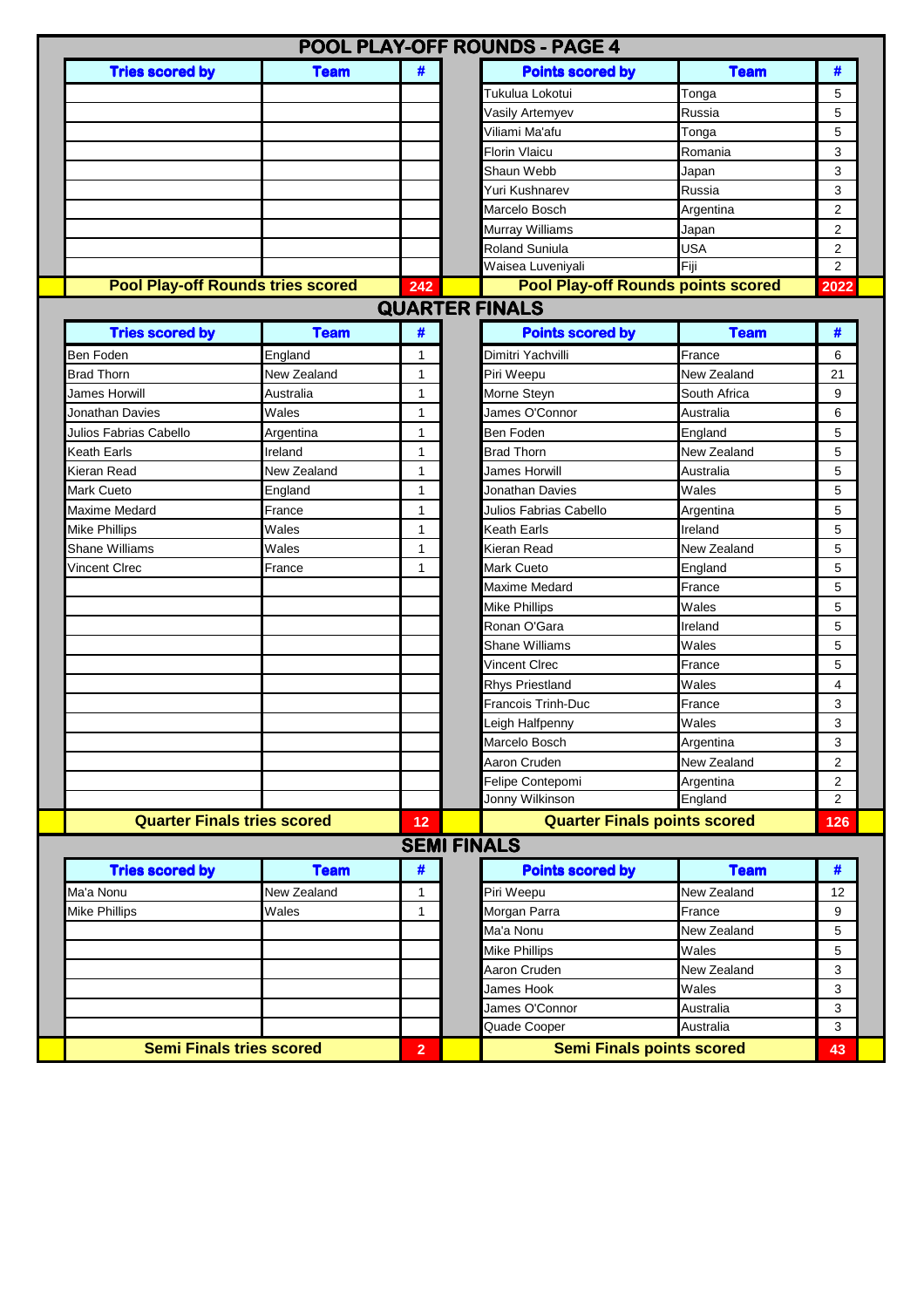# POOL PLAY-OFF ROUNDS - PAGE 4

| Tries scored by | Team | # | | Points scored by | Team | # |
|---|---|---|---|---|---|---|
| | | | | Tukulua Lokotui | Tonga | 5 |
| | | | | Vasily Artemyev | Russia | 5 |
| | | | | Viliami Ma'afu | Tonga | 5 |
| | | | | Florin Vlaicu | Romania | 3 |
| | | | | Shaun Webb | Japan | 3 |
| | | | | Yuri Kushnarev | Russia | 3 |
| | | | | Marcelo Bosch | Argentina | 2 |
| | | | | Murray Williams | Japan | 2 |
| | | | | Roland Suniula | USA | 2 |
| | | | | Waisea Luveniyali | Fiji | 2 |
| **Pool Play-off Rounds tries scored** | | **242** | | **Pool Play-off Rounds points scored** | | **2022** |

## QUARTER FINALS

| Tries scored by | Team | # | | Points scored by | Team | # |
|---|---|---|---|---|---|---|
| Ben Foden | England | 1 | | Dimitri Yachvilli | France | 6 |
| Brad Thorn | New Zealand | 1 | | Piri Weepu | New Zealand | 21 |
| James Horwill | Australia | 1 | | Morne Steyn | South Africa | 9 |
| Jonathan Davies | Wales | 1 | | James O'Connor | Australia | 6 |
| Julios Fabrias Cabello | Argentina | 1 | | Ben Foden | England | 5 |
| Keath Earls | Ireland | 1 | | Brad Thorn | New Zealand | 5 |
| Kieran Read | New Zealand | 1 | | James Horwill | Australia | 5 |
| Mark Cueto | England | 1 | | Jonathan Davies | Wales | 5 |
| Maxime Medard | France | 1 | | Julios Fabrias Cabello | Argentina | 5 |
| Mike Phillips | Wales | 1 | | Keath Earls | Ireland | 5 |
| Shane Williams | Wales | 1 | | Kieran Read | New Zealand | 5 |
| Vincent Clrec | France | 1 | | Mark Cueto | England | 5 |
| | | | | Maxime Medard | France | 5 |
| | | | | Mike Phillips | Wales | 5 |
| | | | | Ronan O'Gara | Ireland | 5 |
| | | | | Shane Williams | Wales | 5 |
| | | | | Vincent Clrec | France | 5 |
| | | | | Rhys Priestland | Wales | 4 |
| | | | | Francois Trinh-Duc | France | 3 |
| | | | | Leigh Halfpenny | Wales | 3 |
| | | | | Marcelo Bosch | Argentina | 3 |
| | | | | Aaron Cruden | New Zealand | 2 |
| | | | | Felipe Contepomi | Argentina | 2 |
| | | | | Jonny Wilkinson | England | 2 |
| **Quarter Finals tries scored** | | **12** | | **Quarter Finals points scored** | | **126** |

## SEMI FINALS

| Tries scored by | Team | # | | Points scored by | Team | # |
|---|---|---|---|---|---|---|
| Ma'a Nonu | New Zealand | 1 | | Piri Weepu | New Zealand | 12 |
| Mike Phillips | Wales | 1 | | Morgan Parra | France | 9 |
| | | | | Ma'a Nonu | New Zealand | 5 |
| | | | | Mike Phillips | Wales | 5 |
| | | | | Aaron Cruden | New Zealand | 3 |
| | | | | James Hook | Wales | 3 |
| | | | | James O'Connor | Australia | 3 |
| | | | | Quade Cooper | Australia | 3 |
| **Semi Finals tries scored** | | **2** | | **Semi Finals points scored** | | **43** |